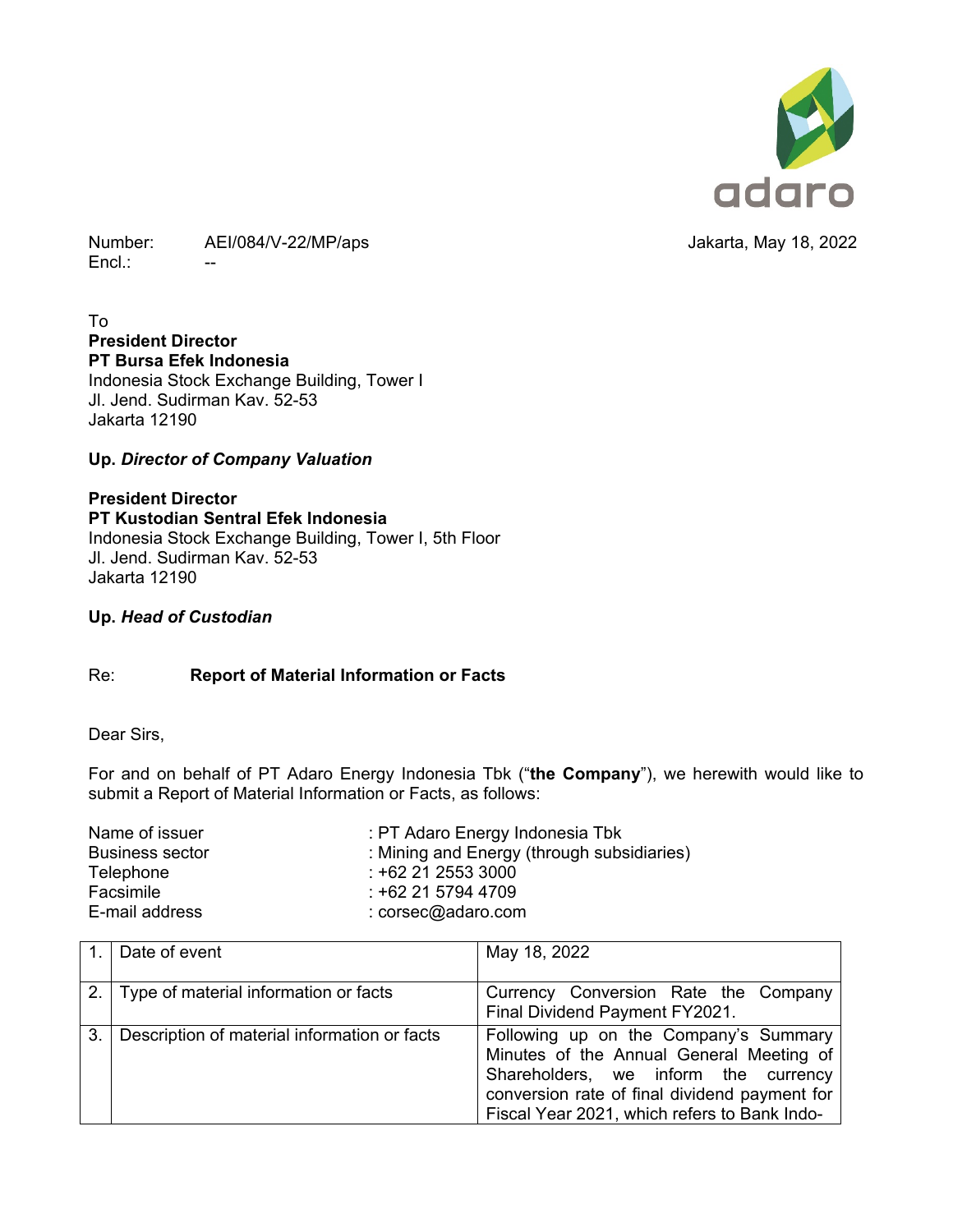Number: AEI/084/V-22/MP/aps
Encl.: --

Jakarta, May 18, 2022

To
**President Director**
**PT Bursa Efek Indonesia**
Indonesia Stock Exchange Building, Tower I
Jl. Jend. Sudirman Kav. 52-53
Jakarta 12190

**Up. *Director of Company Valuation***

**President Director**
**PT Kustodian Sentral Efek Indonesia**
Indonesia Stock Exchange Building, Tower I, 5th Floor
Jl. Jend. Sudirman Kav. 52-53
Jakarta 12190

**Up. *Head of Custodian***

Re: **Report of Material Information or Facts**

Dear Sirs,

For and on behalf of PT Adaro Energy Indonesia Tbk ("**the Company**"), we herewith would like to submit a Report of Material Information or Facts, as follows:

Name of issuer : PT Adaro Energy Indonesia Tbk
Business sector : Mining and Energy (through subsidiaries)
Telephone : +62 21 2553 3000
Facsimile : +62 21 5794 4709
E-mail address : corsec@adaro.com

| | | |
|---|---|---|
| 1. | Date of event | May 18, 2022 |
| 2. | Type of material information or facts | Currency Conversion Rate the Company Final Dividend Payment FY2021. |
| 3. | Description of material information or facts | Following up on the Company's Summary Minutes of the Annual General Meeting of Shareholders, we inform the currency conversion rate of final dividend payment for Fiscal Year 2021, which refers to Bank Indo- |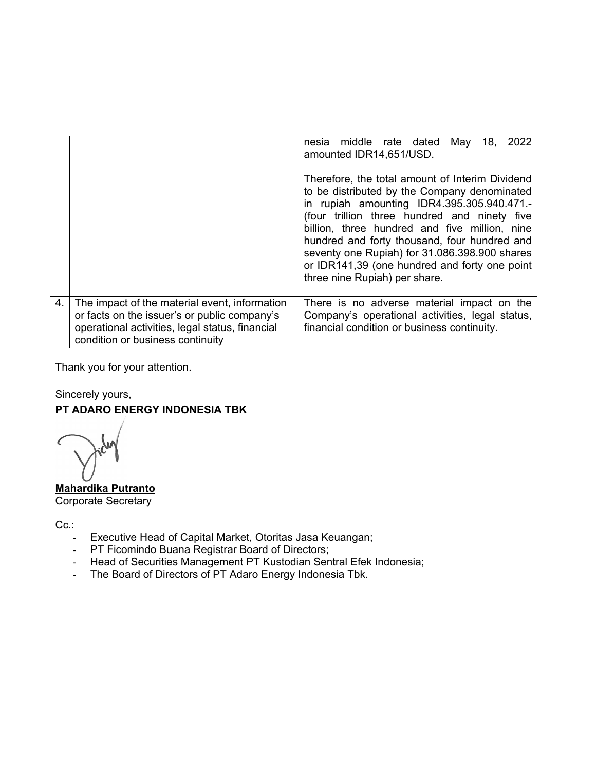| | | |
|---|---|---|
| | | nesia middle rate dated May 18, 2022 amounted IDR14,651/USD.<br><br>Therefore, the total amount of Interim Dividend to be distributed by the Company denominated in rupiah amounting IDR4.395.305.940.471.- (four trillion three hundred and ninety five billion, three hundred and five million, nine hundred and forty thousand, four hundred and seventy one Rupiah) for 31.086.398.900 shares or IDR141,39 (one hundred and forty one point three nine Rupiah) per share. |
| 4. | The impact of the material event, information or facts on the issuer's or public company's operational activities, legal status, financial condition or business continuity | There is no adverse material impact on the Company's operational activities, legal status, financial condition or business continuity. |

Thank you for your attention.

Sincerely yours,

**PT ADARO ENERGY INDONESIA TBK**

**Mahardika Putranto**
Corporate Secretary

Cc.:

- Executive Head of Capital Market, Otoritas Jasa Keuangan;
- PT Ficomindo Buana Registrar Board of Directors;
- Head of Securities Management PT Kustodian Sentral Efek Indonesia;
- The Board of Directors of PT Adaro Energy Indonesia Tbk.